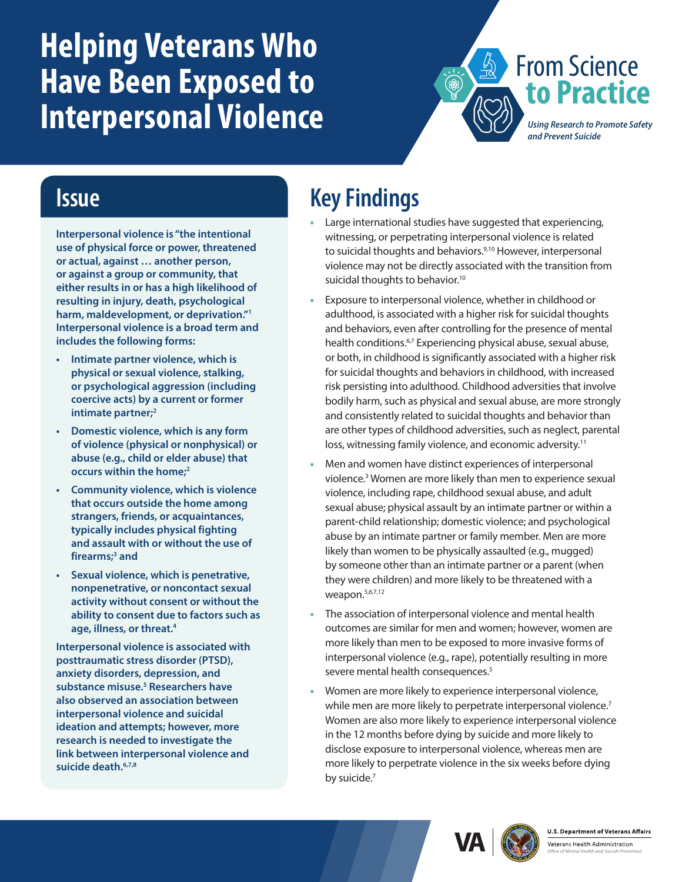# Helping Veterans Who Have Been Exposed to Interpersonal Violence

From Science **to Practice**

*Using Research to Promote Safety and Prevent Suicide*

## Issue

**Interpersonal violence is "the intentional use of physical force or power, threatened or actual, against … another person, or against a group or community, that either results in or has a high likelihood of resulting in injury, death, psychological harm, maldevelopment, or deprivation."[1] Interpersonal violence is a broad term and includes the following forms:**

- **Intimate partner violence, which is physical or sexual violence, stalking, or psychological aggression (including coercive acts) by a current or former intimate partner;[2]**
- **Domestic violence, which is any form of violence (physical or nonphysical) or abuse (e.g., child or elder abuse) that occurs within the home;[2]**
- **Community violence, which is violence that occurs outside the home among strangers, friends, or acquaintances, typically includes physical fighting and assault with or without the use of firearms;[3] and**
- **Sexual violence, which is penetrative, nonpenetrative, or noncontact sexual activity without consent or without the ability to consent due to factors such as age, illness, or threat.[4]**

**Interpersonal violence is associated with posttraumatic stress disorder (PTSD), anxiety disorders, depression, and substance misuse.[5] Researchers have also observed an association between interpersonal violence and suicidal ideation and attempts; however, more research is needed to investigate the link between interpersonal violence and suicide death.[6,7,8]**

## Key Findings

- Large international studies have suggested that experiencing, witnessing, or perpetrating interpersonal violence is related to suicidal thoughts and behaviors.[9,10] However, interpersonal violence may not be directly associated with the transition from suicidal thoughts to behavior.[10]
- Exposure to interpersonal violence, whether in childhood or adulthood, is associated with a higher risk for suicidal thoughts and behaviors, even after controlling for the presence of mental health conditions.[6,7] Experiencing physical abuse, sexual abuse, or both, in childhood is significantly associated with a higher risk for suicidal thoughts and behaviors in childhood, with increased risk persisting into adulthood. Childhood adversities that involve bodily harm, such as physical and sexual abuse, are more strongly and consistently related to suicidal thoughts and behavior than are other types of childhood adversities, such as neglect, parental loss, witnessing family violence, and economic adversity.[11]
- Men and women have distinct experiences of interpersonal violence.[3] Women are more likely than men to experience sexual violence, including rape, childhood sexual abuse, and adult sexual abuse; physical assault by an intimate partner or within a parent-child relationship; domestic violence; and psychological abuse by an intimate partner or family member. Men are more likely than women to be physically assaulted (e.g., mugged) by someone other than an intimate partner or a parent (when they were children) and more likely to be threatened with a weapon.[5,6,7,12]
- The association of interpersonal violence and mental health outcomes are similar for men and women; however, women are more likely than men to be exposed to more invasive forms of interpersonal violence (e.g., rape), potentially resulting in more severe mental health consequences.[5]
- Women are more likely to experience interpersonal violence, while men are more likely to perpetrate interpersonal violence.[7] Women are also more likely to experience interpersonal violence in the 12 months before dying by suicide and more likely to disclose exposure to interpersonal violence, whereas men are more likely to perpetrate violence in the six weeks before dying by suicide.[7]

VA | U.S. Department of Veterans Affairs
Veterans Health Administration
*Office of Mental Health and Suicide Prevention*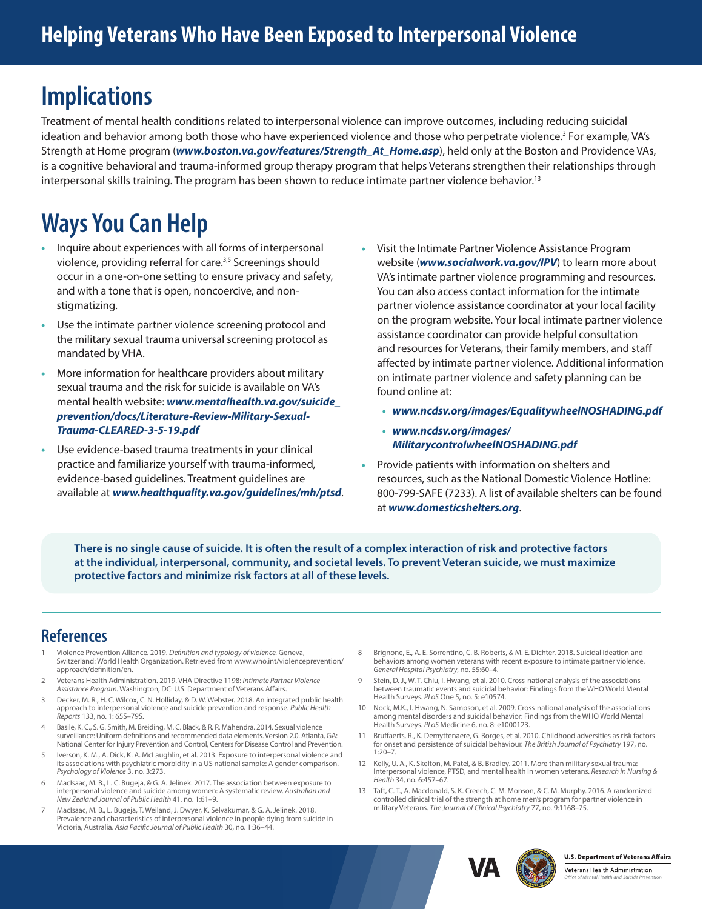# Helping Veterans Who Have Been Exposed to Interpersonal Violence

## Implications

Treatment of mental health conditions related to interpersonal violence can improve outcomes, including reducing suicidal ideation and behavior among both those who have experienced violence and those who perpetrate violence.[3] For example, VA's Strength at Home program (***www.boston.va.gov/features/Strength_At_Home.asp***), held only at the Boston and Providence VAs, is a cognitive behavioral and trauma-informed group therapy program that helps Veterans strengthen their relationships through interpersonal skills training. The program has been shown to reduce intimate partner violence behavior.[13]

## Ways You Can Help

- Inquire about experiences with all forms of interpersonal violence, providing referral for care.[3,5] Screenings should occur in a one-on-one setting to ensure privacy and safety, and with a tone that is open, noncoercive, and non-stigmatizing.
- Use the intimate partner violence screening protocol and the military sexual trauma universal screening protocol as mandated by VHA.
- More information for healthcare providers about military sexual trauma and the risk for suicide is available on VA's mental health website: ***www.mentalhealth.va.gov/suicide_prevention/docs/Literature-Review-Military-Sexual-Trauma-CLEARED-3-5-19.pdf***
- Use evidence-based trauma treatments in your clinical practice and familiarize yourself with trauma-informed, evidence-based guidelines. Treatment guidelines are available at ***www.healthquality.va.gov/guidelines/mh/ptsd***.
- Visit the Intimate Partner Violence Assistance Program website (***www.socialwork.va.gov/IPV***) to learn more about VA's intimate partner violence programming and resources. You can also access contact information for the intimate partner violence assistance coordinator at your local facility on the program website. Your local intimate partner violence assistance coordinator can provide helpful consultation and resources for Veterans, their family members, and staff affected by intimate partner violence. Additional information on intimate partner violence and safety planning can be found online at:
  - ***www.ncdsv.org/images/EqualitywheelNOSHADING.pdf***
  - ***www.ncdsv.org/images/MilitarycontrolwheelNOSHADING.pdf***
- Provide patients with information on shelters and resources, such as the National Domestic Violence Hotline: 800-799-SAFE (7233). A list of available shelters can be found at ***www.domesticshelters.org***.

**There is no single cause of suicide. It is often the result of a complex interaction of risk and protective factors at the individual, interpersonal, community, and societal levels. To prevent Veteran suicide, we must maximize protective factors and minimize risk factors at all of these levels.**

## References

1. Violence Prevention Alliance. 2019. *Definition and typology of violence.* Geneva, Switzerland: World Health Organization. Retrieved from www.who.int/violenceprevention/approach/definition/en.
2. Veterans Health Administration. 2019. VHA Directive 1198: *Intimate Partner Violence Assistance Program.* Washington, DC: U.S. Department of Veterans Affairs.
3. Decker, M. R., H. C. Wilcox, C. N. Holliday, & D. W. Webster. 2018. An integrated public health approach to interpersonal violence and suicide prevention and response. *Public Health Reports* 133, no. 1: 65S–79S.
4. Basile, K. C., S. G. Smith, M. Breiding, M. C. Black, & R. R. Mahendra. 2014. Sexual violence surveillance: Uniform definitions and recommended data elements. Version 2.0. Atlanta, GA: National Center for Injury Prevention and Control, Centers for Disease Control and Prevention.
5. Iverson, K. M., A. Dick, K. A. McLaughlin, et al. 2013. Exposure to interpersonal violence and its associations with psychiatric morbidity in a US national sample: A gender comparison. *Psychology of Violence* 3, no. 3:273.
6. MacIsaac, M. B., L. C. Bugeja, & G. A. Jelinek. 2017. The association between exposure to interpersonal violence and suicide among women: A systematic review. *Australian and New Zealand Journal of Public Health* 41, no. 1:61–9.
7. MacIsaac, M. B., L. Bugeja, T. Weiland, J. Dwyer, K. Selvakumar, & G. A. Jelinek. 2018. Prevalence and characteristics of interpersonal violence in people dying from suicide in Victoria, Australia. *Asia Pacific Journal of Public Health* 30, no. 1:36–44.
8. Brignone, E., A. E. Sorrentino, C. B. Roberts, & M. E. Dichter. 2018. Suicidal ideation and behaviors among women veterans with recent exposure to intimate partner violence. *General Hospital Psychiatry*, no. 55:60–4.
9. Stein, D. J., W. T. Chiu, I. Hwang, et al. 2010. Cross-national analysis of the associations between traumatic events and suicidal behavior: Findings from the WHO World Mental Health Surveys. *PLoS* One 5, no. 5: e10574.
10. Nock, M.K., I. Hwang, N. Sampson, et al. 2009. Cross-national analysis of the associations among mental disorders and suicidal behavior: Findings from the WHO World Mental Health Surveys. *PLoS* Medicine 6, no. 8: e1000123.
11. Bruffaerts, R., K. Demyttenaere, G. Borges, et al. 2010. Childhood adversities as risk factors for onset and persistence of suicidal behaviour. *The British Journal of Psychiatry* 197, no. 1:20–7.
12. Kelly, U. A., K. Skelton, M. Patel, & B. Bradley. 2011. More than military sexual trauma: Interpersonal violence, PTSD, and mental health in women veterans. *Research in Nursing & Health* 34, no. 6:457–67.
13. Taft, C. T., A. Macdonald, S. K. Creech, C. M. Monson, & C. M. Murphy. 2016. A randomized controlled clinical trial of the strength at home men's program for partner violence in military Veterans. *The Journal of Clinical Psychiatry* 77, no. 9:1168–75.

U.S. Department of Veterans Affairs
Veterans Health Administration
Office of Mental Health and Suicide Prevention